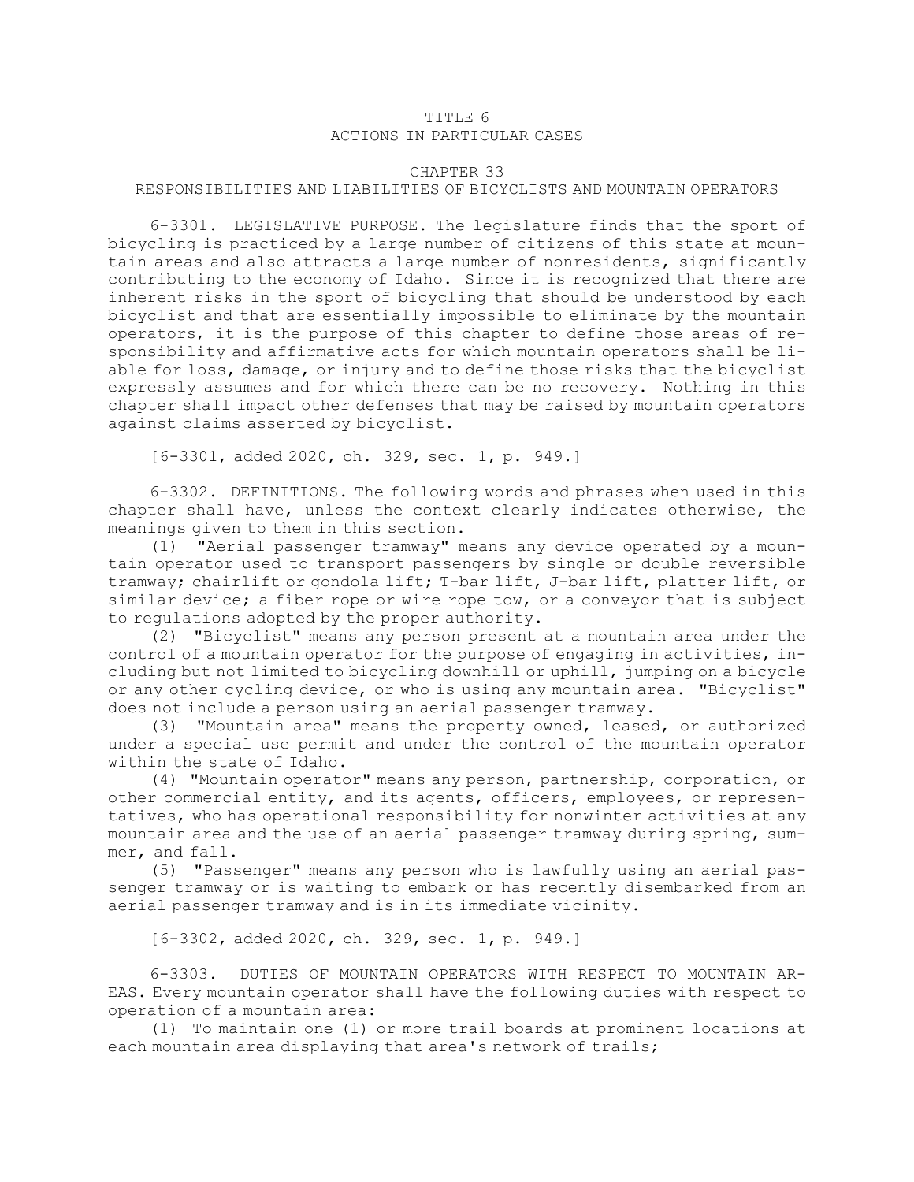# TITLE 6
# ACTIONS IN PARTICULAR CASES

## CHAPTER 33
## RESPONSIBILITIES AND LIABILITIES OF BICYCLISTS AND MOUNTAIN OPERATORS

6-3301. LEGISLATIVE PURPOSE. The legislature finds that the sport of bicycling is practiced by a large number of citizens of this state at mountain areas and also attracts a large number of nonresidents, significantly contributing to the economy of Idaho. Since it is recognized that there are inherent risks in the sport of bicycling that should be understood by each bicyclist and that are essentially impossible to eliminate by the mountain operators, it is the purpose of this chapter to define those areas of responsibility and affirmative acts for which mountain operators shall be liable for loss, damage, or injury and to define those risks that the bicyclist expressly assumes and for which there can be no recovery. Nothing in this chapter shall impact other defenses that may be raised by mountain operators against claims asserted by bicyclist.

[6-3301, added 2020, ch. 329, sec. 1, p. 949.]

6-3302. DEFINITIONS. The following words and phrases when used in this chapter shall have, unless the context clearly indicates otherwise, the meanings given to them in this section.

(1) "Aerial passenger tramway" means any device operated by a mountain operator used to transport passengers by single or double reversible tramway; chairlift or gondola lift; T-bar lift, J-bar lift, platter lift, or similar device; a fiber rope or wire rope tow, or a conveyor that is subject to regulations adopted by the proper authority.

(2) "Bicyclist" means any person present at a mountain area under the control of a mountain operator for the purpose of engaging in activities, including but not limited to bicycling downhill or uphill, jumping on a bicycle or any other cycling device, or who is using any mountain area. "Bicyclist" does not include a person using an aerial passenger tramway.

(3) "Mountain area" means the property owned, leased, or authorized under a special use permit and under the control of the mountain operator within the state of Idaho.

(4) "Mountain operator" means any person, partnership, corporation, or other commercial entity, and its agents, officers, employees, or representatives, who has operational responsibility for nonwinter activities at any mountain area and the use of an aerial passenger tramway during spring, summer, and fall.

(5) "Passenger" means any person who is lawfully using an aerial passenger tramway or is waiting to embark or has recently disembarked from an aerial passenger tramway and is in its immediate vicinity.

[6-3302, added 2020, ch. 329, sec. 1, p. 949.]

6-3303. DUTIES OF MOUNTAIN OPERATORS WITH RESPECT TO MOUNTAIN AREAS. Every mountain operator shall have the following duties with respect to operation of a mountain area:

(1) To maintain one (1) or more trail boards at prominent locations at each mountain area displaying that area's network of trails;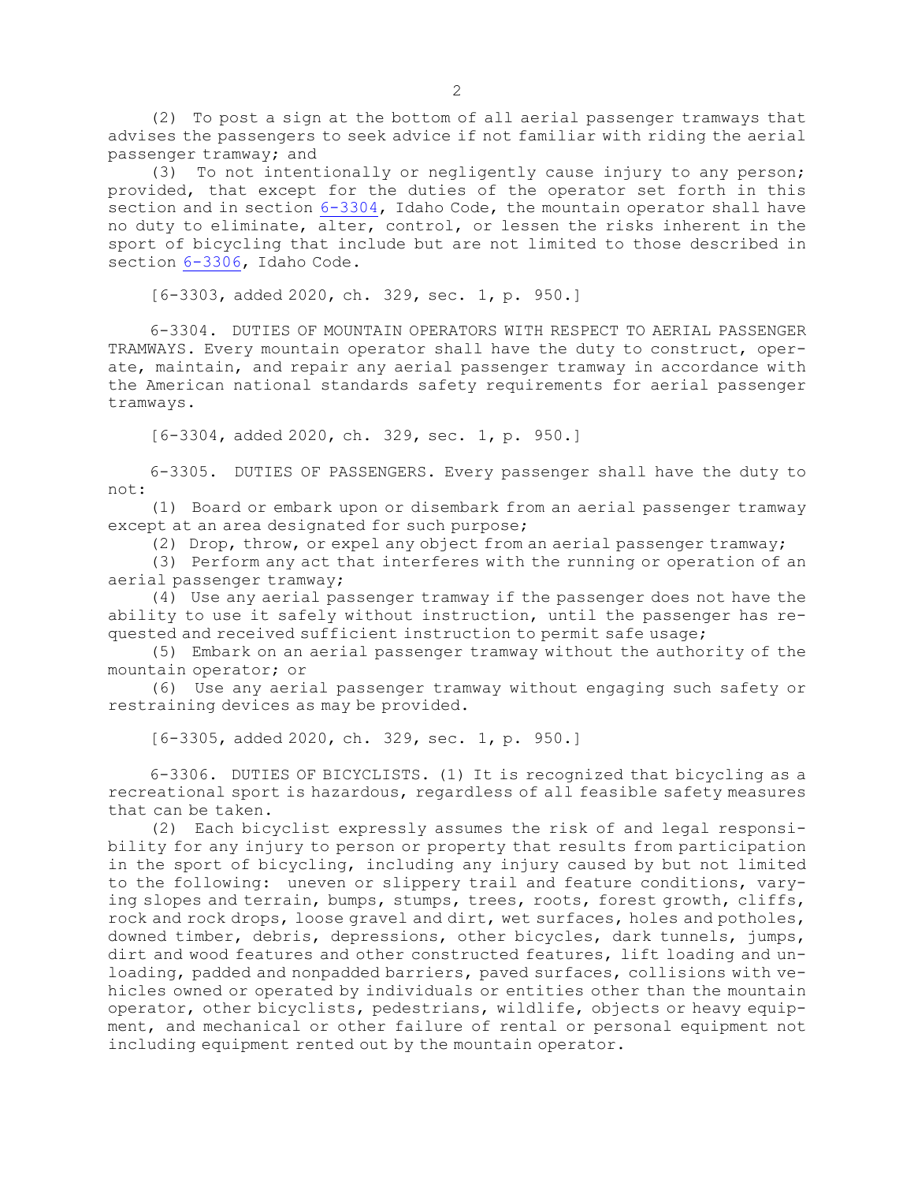(2) To post a sign at the bottom of all aerial passenger tramways that advises the passengers to seek advice if not familiar with riding the aerial passenger tramway; and

(3) To not intentionally or negligently cause injury to any person; provided, that except for the duties of the operator set forth in this section and in section 6-3304, Idaho Code, the mountain operator shall have no duty to eliminate, alter, control, or lessen the risks inherent in the sport of bicycling that include but are not limited to those described in section 6-3306, Idaho Code.

[6-3303, added 2020, ch. 329, sec. 1, p. 950.]

6-3304. DUTIES OF MOUNTAIN OPERATORS WITH RESPECT TO AERIAL PASSENGER TRAMWAYS. Every mountain operator shall have the duty to construct, operate, maintain, and repair any aerial passenger tramway in accordance with the American national standards safety requirements for aerial passenger tramways.

[6-3304, added 2020, ch. 329, sec. 1, p. 950.]

6-3305. DUTIES OF PASSENGERS. Every passenger shall have the duty to not:

(1) Board or embark upon or disembark from an aerial passenger tramway except at an area designated for such purpose;

(2) Drop, throw, or expel any object from an aerial passenger tramway;

(3) Perform any act that interferes with the running or operation of an aerial passenger tramway;

(4) Use any aerial passenger tramway if the passenger does not have the ability to use it safely without instruction, until the passenger has requested and received sufficient instruction to permit safe usage;

(5) Embark on an aerial passenger tramway without the authority of the mountain operator; or

(6) Use any aerial passenger tramway without engaging such safety or restraining devices as may be provided.

[6-3305, added 2020, ch. 329, sec. 1, p. 950.]

6-3306. DUTIES OF BICYCLISTS. (1) It is recognized that bicycling as a recreational sport is hazardous, regardless of all feasible safety measures that can be taken.

(2) Each bicyclist expressly assumes the risk of and legal responsibility for any injury to person or property that results from participation in the sport of bicycling, including any injury caused by but not limited to the following: uneven or slippery trail and feature conditions, varying slopes and terrain, bumps, stumps, trees, roots, forest growth, cliffs, rock and rock drops, loose gravel and dirt, wet surfaces, holes and potholes, downed timber, debris, depressions, other bicycles, dark tunnels, jumps, dirt and wood features and other constructed features, lift loading and unloading, padded and nonpadded barriers, paved surfaces, collisions with vehicles owned or operated by individuals or entities other than the mountain operator, other bicyclists, pedestrians, wildlife, objects or heavy equipment, and mechanical or other failure of rental or personal equipment not including equipment rented out by the mountain operator.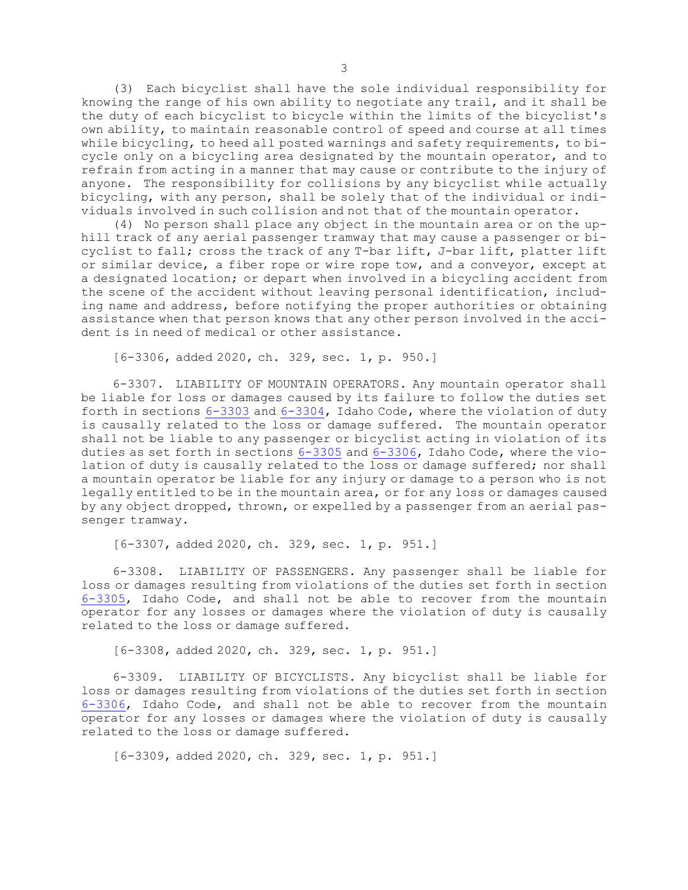(3) Each bicyclist shall have the sole individual responsibility for knowing the range of his own ability to negotiate any trail, and it shall be the duty of each bicyclist to bicycle within the limits of the bicyclist's own ability, to maintain reasonable control of speed and course at all times while bicycling, to heed all posted warnings and safety requirements, to bicycle only on a bicycling area designated by the mountain operator, and to refrain from acting in a manner that may cause or contribute to the injury of anyone. The responsibility for collisions by any bicyclist while actually bicycling, with any person, shall be solely that of the individual or individuals involved in such collision and not that of the mountain operator.

(4) No person shall place any object in the mountain area or on the uphill track of any aerial passenger tramway that may cause a passenger or bicyclist to fall; cross the track of any T-bar lift, J-bar lift, platter lift or similar device, a fiber rope or wire rope tow, and a conveyor, except at a designated location; or depart when involved in a bicycling accident from the scene of the accident without leaving personal identification, including name and address, before notifying the proper authorities or obtaining assistance when that person knows that any other person involved in the accident is in need of medical or other assistance.

[6-3306, added 2020, ch. 329, sec. 1, p. 950.]

6-3307. LIABILITY OF MOUNTAIN OPERATORS. Any mountain operator shall be liable for loss or damages caused by its failure to follow the duties set forth in sections 6-3303 and 6-3304, Idaho Code, where the violation of duty is causally related to the loss or damage suffered. The mountain operator shall not be liable to any passenger or bicyclist acting in violation of its duties as set forth in sections 6-3305 and 6-3306, Idaho Code, where the violation of duty is causally related to the loss or damage suffered; nor shall a mountain operator be liable for any injury or damage to a person who is not legally entitled to be in the mountain area, or for any loss or damages caused by any object dropped, thrown, or expelled by a passenger from an aerial passenger tramway.

[6-3307, added 2020, ch. 329, sec. 1, p. 951.]

6-3308. LIABILITY OF PASSENGERS. Any passenger shall be liable for loss or damages resulting from violations of the duties set forth in section 6-3305, Idaho Code, and shall not be able to recover from the mountain operator for any losses or damages where the violation of duty is causally related to the loss or damage suffered.

[6-3308, added 2020, ch. 329, sec. 1, p. 951.]

6-3309. LIABILITY OF BICYCLISTS. Any bicyclist shall be liable for loss or damages resulting from violations of the duties set forth in section 6-3306, Idaho Code, and shall not be able to recover from the mountain operator for any losses or damages where the violation of duty is causally related to the loss or damage suffered.

[6-3309, added 2020, ch. 329, sec. 1, p. 951.]